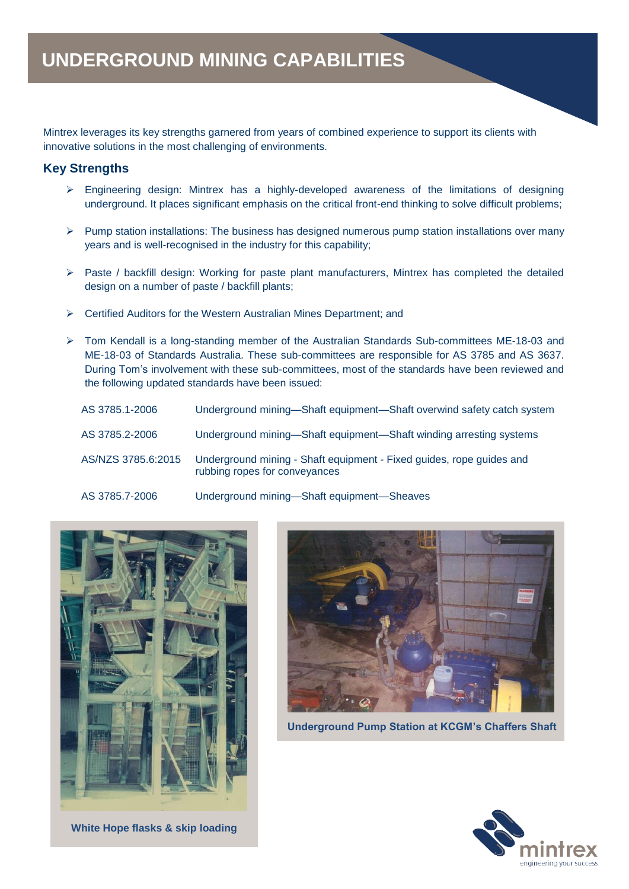# UNDERGROUND MINING CAPABILITIES

Mintrex leverages its key strengths garnered from years of combined experience to support its clients with innovative solutions in the most challenging of environments.

## Key Strengths

- Engineering design: Mintrex has a highly-developed awareness of the limitations of designing underground. It places significant emphasis on the critical front-end thinking to solve difficult problems;
- Pump station installations: The business has designed numerous pump station installations over many years and is well-recognised in the industry for this capability;
- Paste / backfill design: Working for paste plant manufacturers, Mintrex has completed the detailed design on a number of paste / backfill plants;
- Certified Auditors for the Western Australian Mines Department; and
- Tom Kendall is a long-standing member of the Australian Standards Sub-committees ME-18-03 and ME-18-03 of Standards Australia. These sub-committees are responsible for AS 3785 and AS 3637. During Tom's involvement with these sub-committees, most of the standards have been reviewed and the following updated standards have been issued:

| | |
|---|---|
| AS 3785.1-2006 | Underground mining—Shaft equipment—Shaft overwind safety catch system |
| AS 3785.2-2006 | Underground mining—Shaft equipment—Shaft winding arresting systems |
| AS/NZS 3785.6:2015 | Underground mining - Shaft equipment - Fixed guides, rope guides and rubbing ropes for conveyances |
| AS 3785.7-2006 | Underground mining—Shaft equipment—Sheaves |

White Hope flasks & skip loading

Underground Pump Station at KCGM's Chaffers Shaft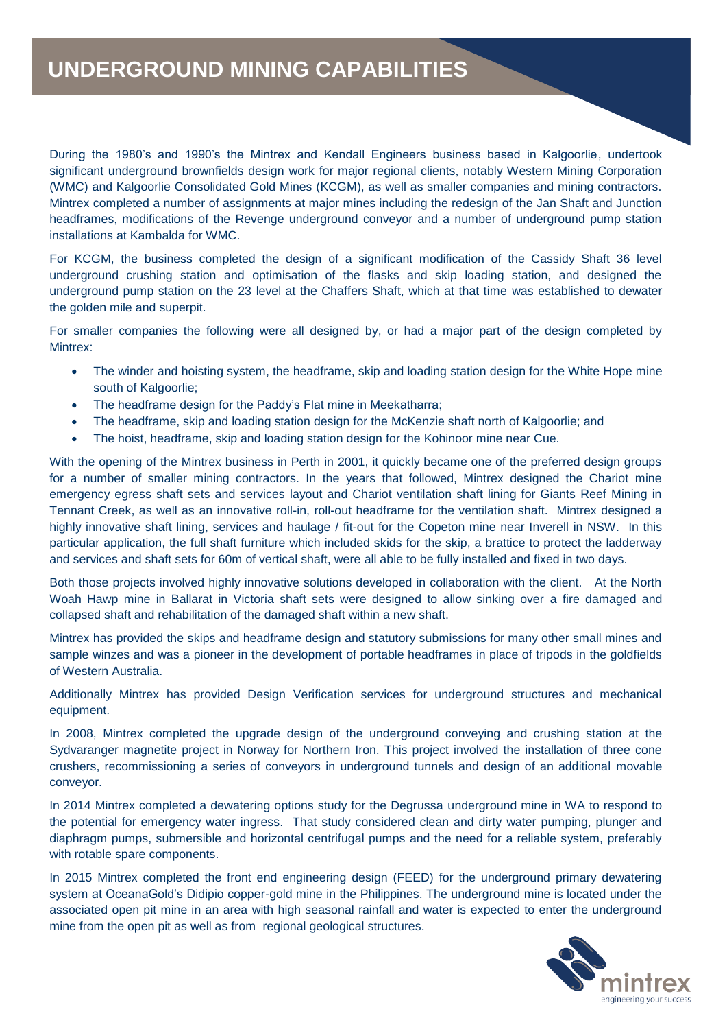# UNDERGROUND MINING CAPABILITIES

During the 1980's and 1990's the Mintrex and Kendall Engineers business based in Kalgoorlie, undertook significant underground brownfields design work for major regional clients, notably Western Mining Corporation (WMC) and Kalgoorlie Consolidated Gold Mines (KCGM), as well as smaller companies and mining contractors. Mintrex completed a number of assignments at major mines including the redesign of the Jan Shaft and Junction headframes, modifications of the Revenge underground conveyor and a number of underground pump station installations at Kambalda for WMC.

For KCGM, the business completed the design of a significant modification of the Cassidy Shaft 36 level underground crushing station and optimisation of the flasks and skip loading station, and designed the underground pump station on the 23 level at the Chaffers Shaft, which at that time was established to dewater the golden mile and superpit.

For smaller companies the following were all designed by, or had a major part of the design completed by Mintrex:

- The winder and hoisting system, the headframe, skip and loading station design for the White Hope mine south of Kalgoorlie;
- The headframe design for the Paddy's Flat mine in Meekatharra;
- The headframe, skip and loading station design for the McKenzie shaft north of Kalgoorlie; and
- The hoist, headframe, skip and loading station design for the Kohinoor mine near Cue.

With the opening of the Mintrex business in Perth in 2001, it quickly became one of the preferred design groups for a number of smaller mining contractors. In the years that followed, Mintrex designed the Chariot mine emergency egress shaft sets and services layout and Chariot ventilation shaft lining for Giants Reef Mining in Tennant Creek, as well as an innovative roll-in, roll-out headframe for the ventilation shaft. Mintrex designed a highly innovative shaft lining, services and haulage / fit-out for the Copeton mine near Inverell in NSW. In this particular application, the full shaft furniture which included skids for the skip, a brattice to protect the ladderway and services and shaft sets for 60m of vertical shaft, were all able to be fully installed and fixed in two days.

Both those projects involved highly innovative solutions developed in collaboration with the client. At the North Woah Hawp mine in Ballarat in Victoria shaft sets were designed to allow sinking over a fire damaged and collapsed shaft and rehabilitation of the damaged shaft within a new shaft.

Mintrex has provided the skips and headframe design and statutory submissions for many other small mines and sample winzes and was a pioneer in the development of portable headframes in place of tripods in the goldfields of Western Australia.

Additionally Mintrex has provided Design Verification services for underground structures and mechanical equipment.

In 2008, Mintrex completed the upgrade design of the underground conveying and crushing station at the Sydvaranger magnetite project in Norway for Northern Iron. This project involved the installation of three cone crushers, recommissioning a series of conveyors in underground tunnels and design of an additional movable conveyor.

In 2014 Mintrex completed a dewatering options study for the Degrussa underground mine in WA to respond to the potential for emergency water ingress. That study considered clean and dirty water pumping, plunger and diaphragm pumps, submersible and horizontal centrifugal pumps and the need for a reliable system, preferably with rotable spare components.

In 2015 Mintrex completed the front end engineering design (FEED) for the underground primary dewatering system at OceanaGold's Didipio copper-gold mine in the Philippines. The underground mine is located under the associated open pit mine in an area with high seasonal rainfall and water is expected to enter the underground mine from the open pit as well as from regional geological structures.